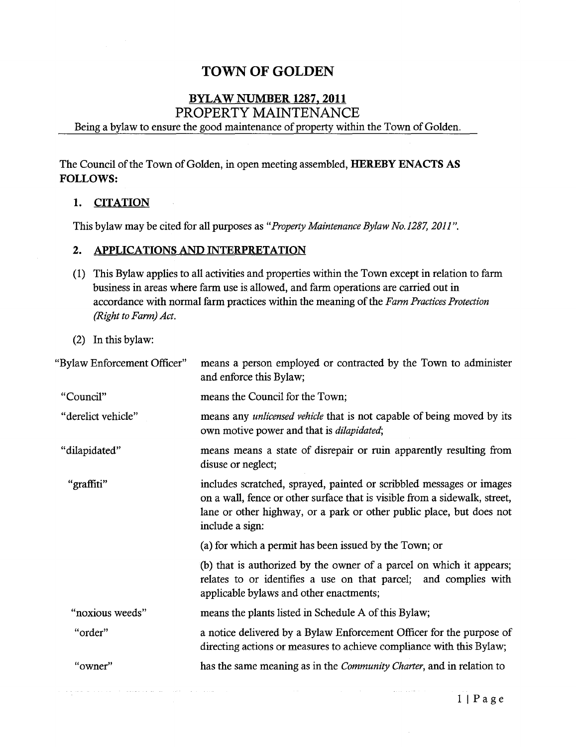# TOWN OF GOLDEN

## BYLAW NUMBER 1287, 2011
## PROPERTY MAINTENANCE

Being a bylaw to ensure the good maintenance of property within the Town of Golden.

The Council of the Town of Golden, in open meeting assembled, **HEREBY ENACTS AS FOLLOWS:**

### 1. CITATION

This bylaw may be cited for all purposes as "*Property Maintenance Bylaw No.1287, 2011*".

### 2. APPLICATIONS AND INTERPRETATION

(1) This Bylaw applies to all activities and properties within the Town except in relation to farm business in areas where farm use is allowed, and farm operations are carried out in accordance with normal farm practices within the meaning of the *Farm Practices Protection (Right to Farm) Act*.

(2) In this bylaw:

| | |
|---|---|
| "Bylaw Enforcement Officer" | means a person employed or contracted by the Town to administer and enforce this Bylaw; |
| "Council" | means the Council for the Town; |
| "derelict vehicle" | means any *unlicensed vehicle* that is not capable of being moved by its own motive power and that is *dilapidated*; |
| "dilapidated" | means means a state of disrepair or ruin apparently resulting from disuse or neglect; |
| "graffiti" | includes scratched, sprayed, painted or scribbled messages or images on a wall, fence or other surface that is visible from a sidewalk, street, lane or other highway, or a park or other public place, but does not include a sign: |
| | (a) for which a permit has been issued by the Town; or |
| | (b) that is authorized by the owner of a parcel on which it appears; relates to or identifies a use on that parcel; and complies with applicable bylaws and other enactments; |
| "noxious weeds" | means the plants listed in Schedule A of this Bylaw; |
| "order" | a notice delivered by a Bylaw Enforcement Officer for the purpose of directing actions or measures to achieve compliance with this Bylaw; |
| "owner" | has the same meaning as in the *Community Charter*, and in relation to |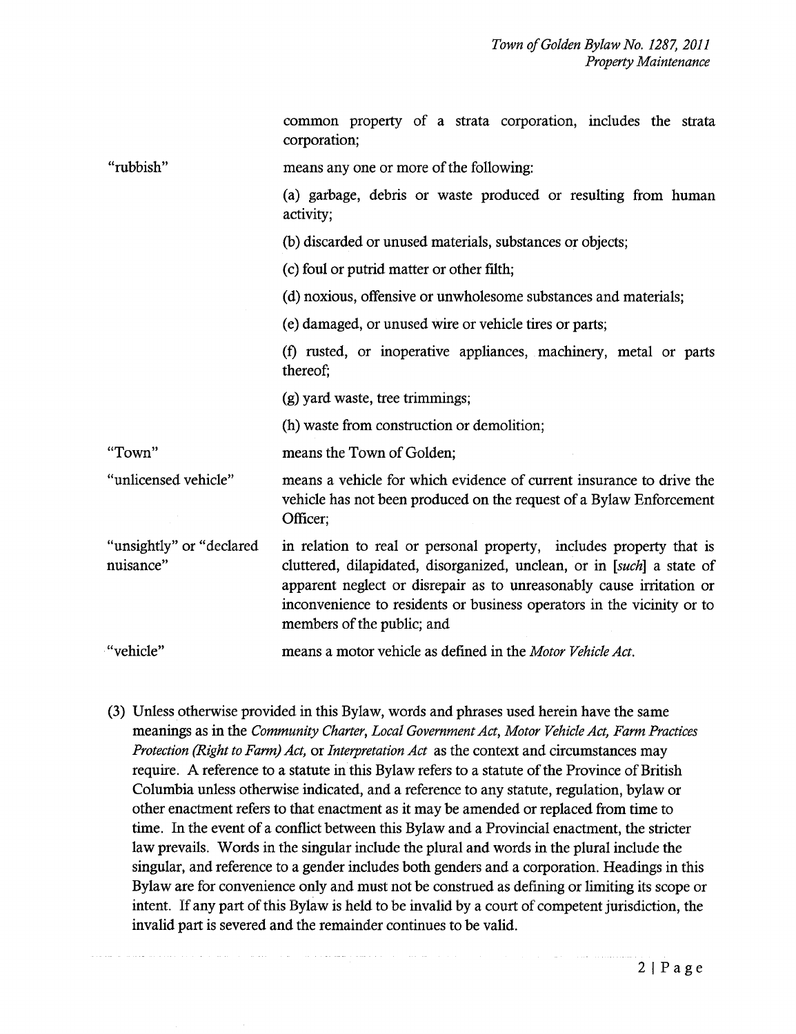| | |
|---|---|
| | common property of a strata corporation, includes the strata corporation; |
| "rubbish" | means any one or more of the following:<br>(a) garbage, debris or waste produced or resulting from human activity;<br>(b) discarded or unused materials, substances or objects;<br>(c) foul or putrid matter or other filth;<br>(d) noxious, offensive or unwholesome substances and materials;<br>(e) damaged, or unused wire or vehicle tires or parts;<br>(f) rusted, or inoperative appliances, machinery, metal or parts thereof;<br>(g) yard waste, tree trimmings;<br>(h) waste from construction or demolition; |
| "Town" | means the Town of Golden; |
| "unlicensed vehicle" | means a vehicle for which evidence of current insurance to drive the vehicle has not been produced on the request of a Bylaw Enforcement Officer; |
| "unsightly" or "declared nuisance" | in relation to real or personal property, includes property that is cluttered, dilapidated, disorganized, unclean, or in [*such*] a state of apparent neglect or disrepair as to unreasonably cause irritation or inconvenience to residents or business operators in the vicinity or to members of the public; and |
| "vehicle" | means a motor vehicle as defined in the *Motor Vehicle Act*. |

(3) Unless otherwise provided in this Bylaw, words and phrases used herein have the same meanings as in the *Community Charter, Local Government Act, Motor Vehicle Act, Farm Practices Protection (Right to Farm) Act,* or *Interpretation Act* as the context and circumstances may require. A reference to a statute in this Bylaw refers to a statute of the Province of British Columbia unless otherwise indicated, and a reference to any statute, regulation, bylaw or other enactment refers to that enactment as it may be amended or replaced from time to time. In the event of a conflict between this Bylaw and a Provincial enactment, the stricter law prevails. Words in the singular include the plural and words in the plural include the singular, and reference to a gender includes both genders and a corporation. Headings in this Bylaw are for convenience only and must not be construed as defining or limiting its scope or intent. If any part of this Bylaw is held to be invalid by a court of competent jurisdiction, the invalid part is severed and the remainder continues to be valid.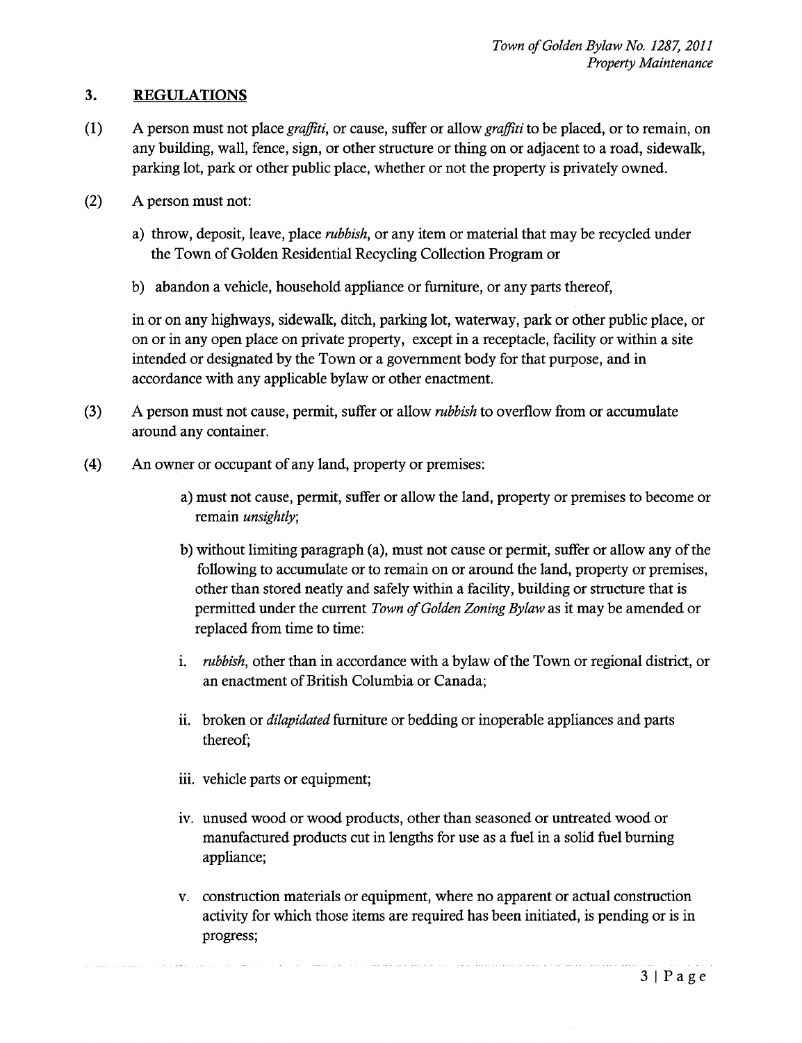## 3. REGULATIONS

(1) A person must not place *graffiti*, or cause, suffer or allow *graffiti* to be placed, or to remain, on any building, wall, fence, sign, or other structure or thing on or adjacent to a road, sidewalk, parking lot, park or other public place, whether or not the property is privately owned.

(2) A person must not:

a) throw, deposit, leave, place *rubbish*, or any item or material that may be recycled under the Town of Golden Residential Recycling Collection Program or

b) abandon a vehicle, household appliance or furniture, or any parts thereof,

in or on any highways, sidewalk, ditch, parking lot, waterway, park or other public place, or on or in any open place on private property, except in a receptacle, facility or within a site intended or designated by the Town or a government body for that purpose, and in accordance with any applicable bylaw or other enactment.

(3) A person must not cause, permit, suffer or allow *rubbish* to overflow from or accumulate around any container.

(4) An owner or occupant of any land, property or premises:

a) must not cause, permit, suffer or allow the land, property or premises to become or remain *unsightly*;

b) without limiting paragraph (a), must not cause or permit, suffer or allow any of the following to accumulate or to remain on or around the land, property or premises, other than stored neatly and safely within a facility, building or structure that is permitted under the current *Town of Golden Zoning Bylaw* as it may be amended or replaced from time to time:

i. *rubbish*, other than in accordance with a bylaw of the Town or regional district, or an enactment of British Columbia or Canada;

ii. broken or *dilapidated* furniture or bedding or inoperable appliances and parts thereof;

iii. vehicle parts or equipment;

iv. unused wood or wood products, other than seasoned or untreated wood or manufactured products cut in lengths for use as a fuel in a solid fuel burning appliance;

v. construction materials or equipment, where no apparent or actual construction activity for which those items are required has been initiated, is pending or is in progress;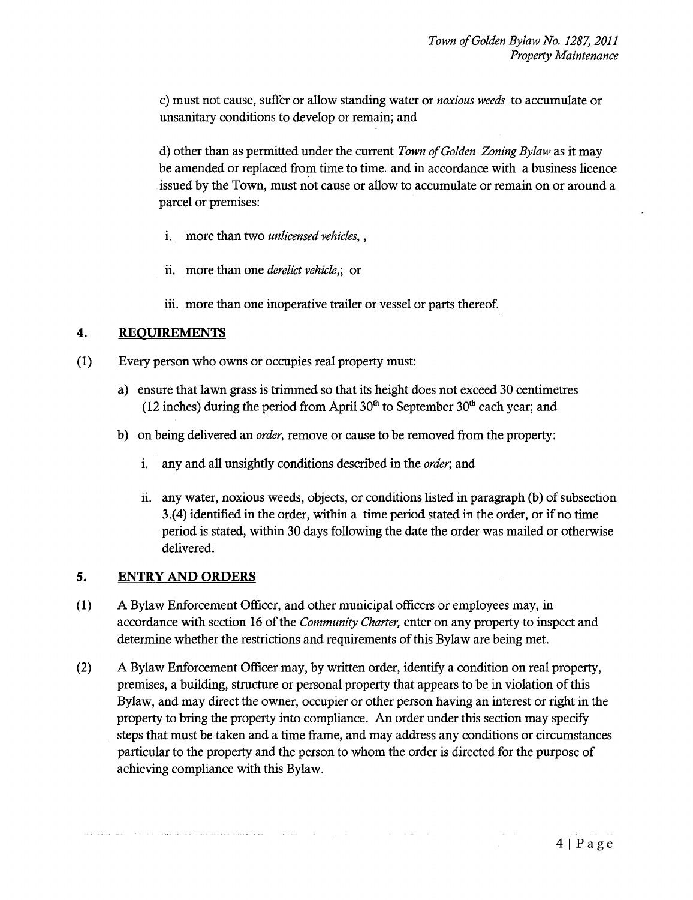c) must not cause, suffer or allow standing water or *noxious weeds* to accumulate or unsanitary conditions to develop or remain; and

d) other than as permitted under the current *Town of Golden Zoning Bylaw* as it may be amended or replaced from time to time. and in accordance with a business licence issued by the Town, must not cause or allow to accumulate or remain on or around a parcel or premises:

i. more than two *unlicensed vehicles*, ,

ii. more than one *derelict vehicle*,; or

iii. more than one inoperative trailer or vessel or parts thereof.

## 4. REQUIREMENTS

(1) Every person who owns or occupies real property must:

a) ensure that lawn grass is trimmed so that its height does not exceed 30 centimetres (12 inches) during the period from April 30th to September 30th each year; and

b) on being delivered an *order*, remove or cause to be removed from the property:

i. any and all unsightly conditions described in the *order*; and

ii. any water, noxious weeds, objects, or conditions listed in paragraph (b) of subsection 3.(4) identified in the order, within a time period stated in the order, or if no time period is stated, within 30 days following the date the order was mailed or otherwise delivered.

## 5. ENTRY AND ORDERS

(1) A Bylaw Enforcement Officer, and other municipal officers or employees may, in accordance with section 16 of the *Community Charter*, enter on any property to inspect and determine whether the restrictions and requirements of this Bylaw are being met.

(2) A Bylaw Enforcement Officer may, by written order, identify a condition on real property, premises, a building, structure or personal property that appears to be in violation of this Bylaw, and may direct the owner, occupier or other person having an interest or right in the property to bring the property into compliance. An order under this section may specify steps that must be taken and a time frame, and may address any conditions or circumstances particular to the property and the person to whom the order is directed for the purpose of achieving compliance with this Bylaw.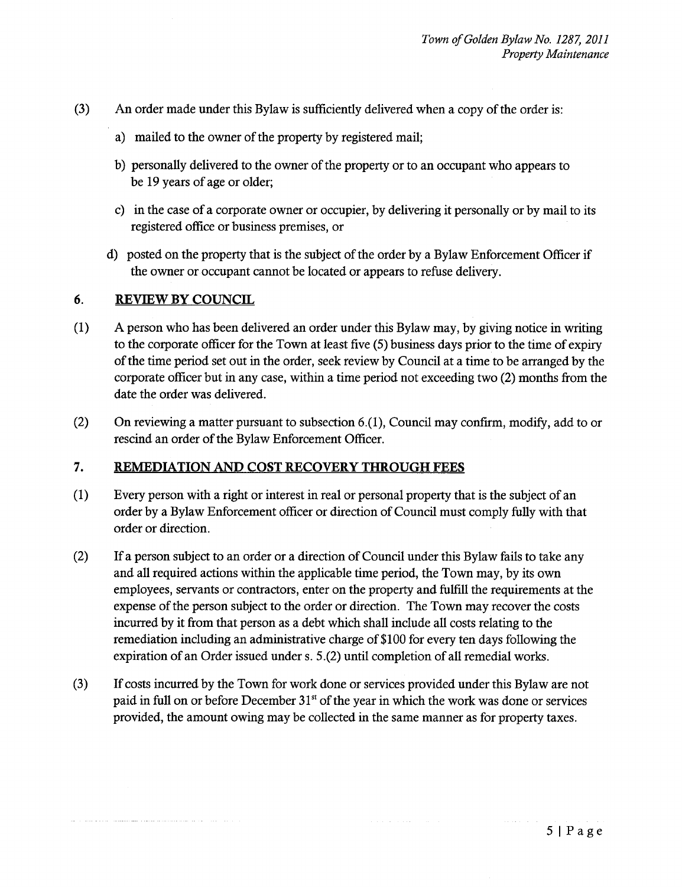(3) An order made under this Bylaw is sufficiently delivered when a copy of the order is:

a) mailed to the owner of the property by registered mail;

b) personally delivered to the owner of the property or to an occupant who appears to be 19 years of age or older;

c) in the case of a corporate owner or occupier, by delivering it personally or by mail to its registered office or business premises, or

d) posted on the property that is the subject of the order by a Bylaw Enforcement Officer if the owner or occupant cannot be located or appears to refuse delivery.

## 6. REVIEW BY COUNCIL

(1) A person who has been delivered an order under this Bylaw may, by giving notice in writing to the corporate officer for the Town at least five (5) business days prior to the time of expiry of the time period set out in the order, seek review by Council at a time to be arranged by the corporate officer but in any case, within a time period not exceeding two (2) months from the date the order was delivered.

(2) On reviewing a matter pursuant to subsection 6.(1), Council may confirm, modify, add to or rescind an order of the Bylaw Enforcement Officer.

## 7. REMEDIATION AND COST RECOVERY THROUGH FEES

(1) Every person with a right or interest in real or personal property that is the subject of an order by a Bylaw Enforcement officer or direction of Council must comply fully with that order or direction.

(2) If a person subject to an order or a direction of Council under this Bylaw fails to take any and all required actions within the applicable time period, the Town may, by its own employees, servants or contractors, enter on the property and fulfill the requirements at the expense of the person subject to the order or direction. The Town may recover the costs incurred by it from that person as a debt which shall include all costs relating to the remediation including an administrative charge of $100 for every ten days following the expiration of an Order issued under s. 5.(2) until completion of all remedial works.

(3) If costs incurred by the Town for work done or services provided under this Bylaw are not paid in full on or before December 31st of the year in which the work was done or services provided, the amount owing may be collected in the same manner as for property taxes.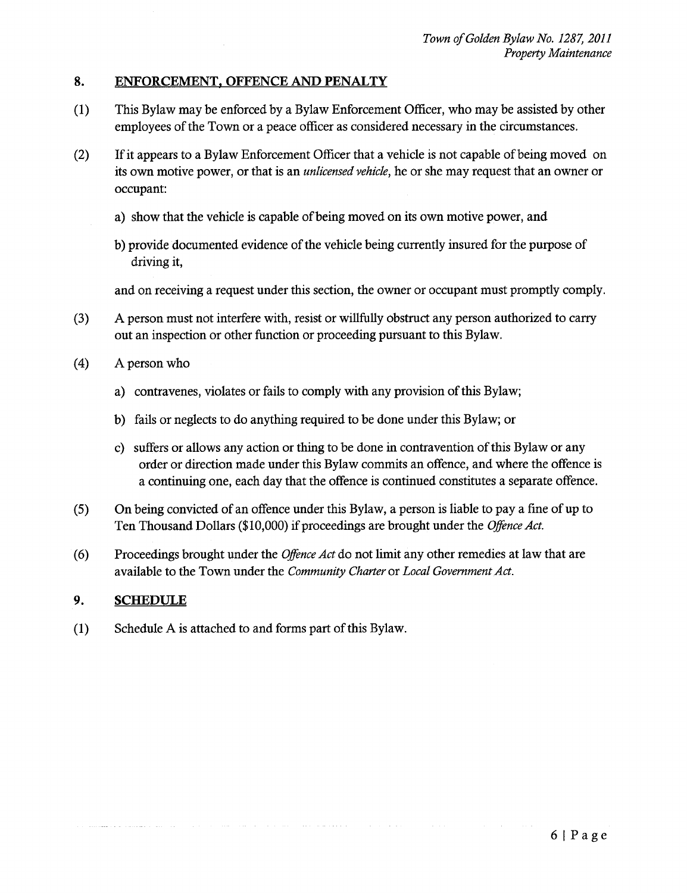## 8. ENFORCEMENT, OFFENCE AND PENALTY

(1) This Bylaw may be enforced by a Bylaw Enforcement Officer, who may be assisted by other employees of the Town or a peace officer as considered necessary in the circumstances.

(2) If it appears to a Bylaw Enforcement Officer that a vehicle is not capable of being moved on its own motive power, or that is an *unlicensed vehicle*, he or she may request that an owner or occupant:

a) show that the vehicle is capable of being moved on its own motive power, and

b) provide documented evidence of the vehicle being currently insured for the purpose of driving it,

and on receiving a request under this section, the owner or occupant must promptly comply.

(3) A person must not interfere with, resist or willfully obstruct any person authorized to carry out an inspection or other function or proceeding pursuant to this Bylaw.

(4) A person who

a) contravenes, violates or fails to comply with any provision of this Bylaw;

b) fails or neglects to do anything required to be done under this Bylaw; or

c) suffers or allows any action or thing to be done in contravention of this Bylaw or any order or direction made under this Bylaw commits an offence, and where the offence is a continuing one, each day that the offence is continued constitutes a separate offence.

(5) On being convicted of an offence under this Bylaw, a person is liable to pay a fine of up to Ten Thousand Dollars ($10,000) if proceedings are brought under the *Offence Act.*

(6) Proceedings brought under the *Offence Act* do not limit any other remedies at law that are available to the Town under the *Community Charter* or *Local Government Act.*

## 9. SCHEDULE

(1) Schedule A is attached to and forms part of this Bylaw.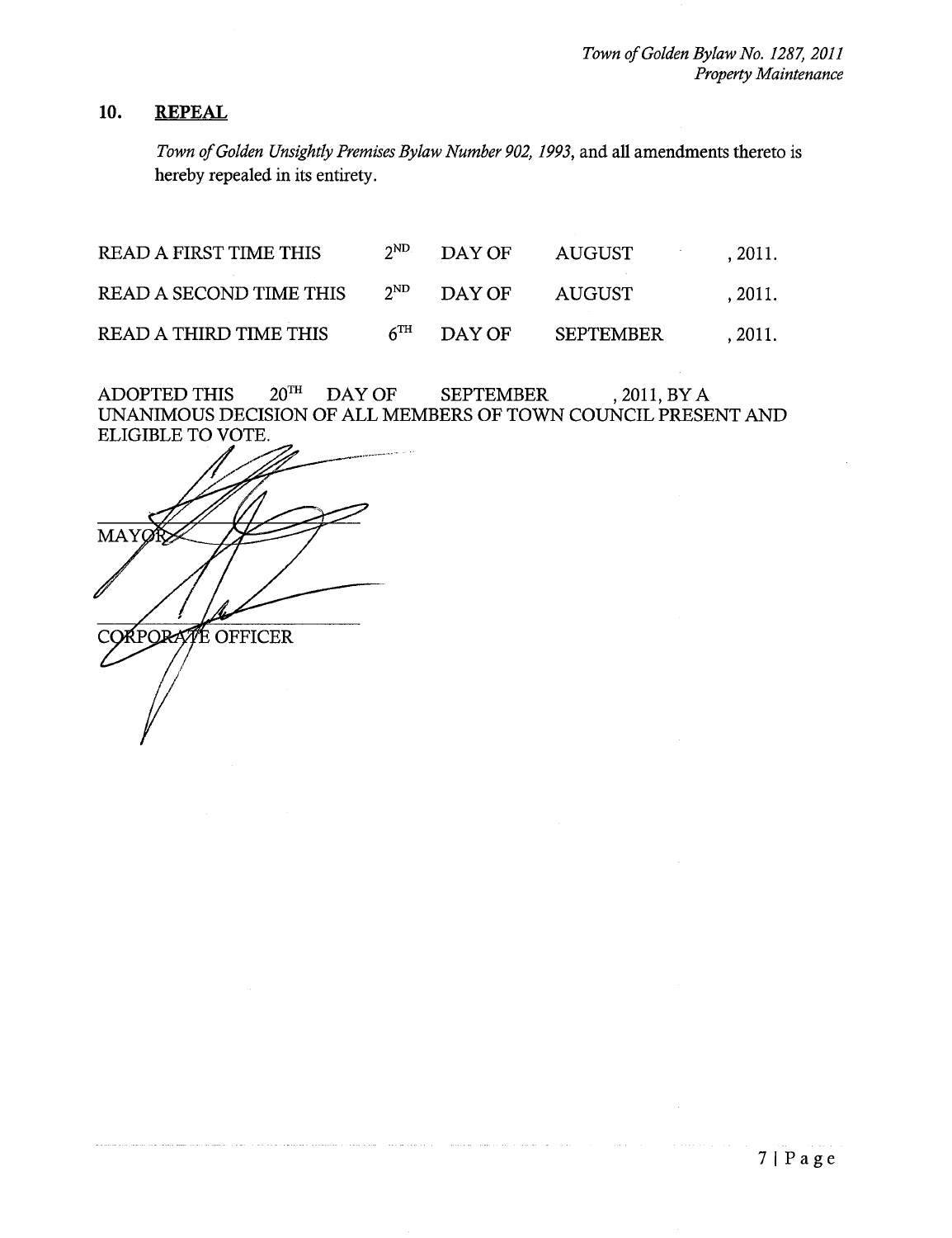## 10. REPEAL

*Town of Golden Unsightly Premises Bylaw Number 902, 1993*, and all amendments thereto is hereby repealed in its entirety.

| | | | | |
|---|---|---|---|---|
| READ A FIRST TIME THIS | 2ND | DAY OF | AUGUST | , 2011. |
| READ A SECOND TIME THIS | 2ND | DAY OF | AUGUST | , 2011. |
| READ A THIRD TIME THIS | 6TH | DAY OF | SEPTEMBER | , 2011. |

ADOPTED THIS 20TH DAY OF SEPTEMBER , 2011, BY A UNANIMOUS DECISION OF ALL MEMBERS OF TOWN COUNCIL PRESENT AND ELIGIBLE TO VOTE.

MAYOR

CORPORATE OFFICER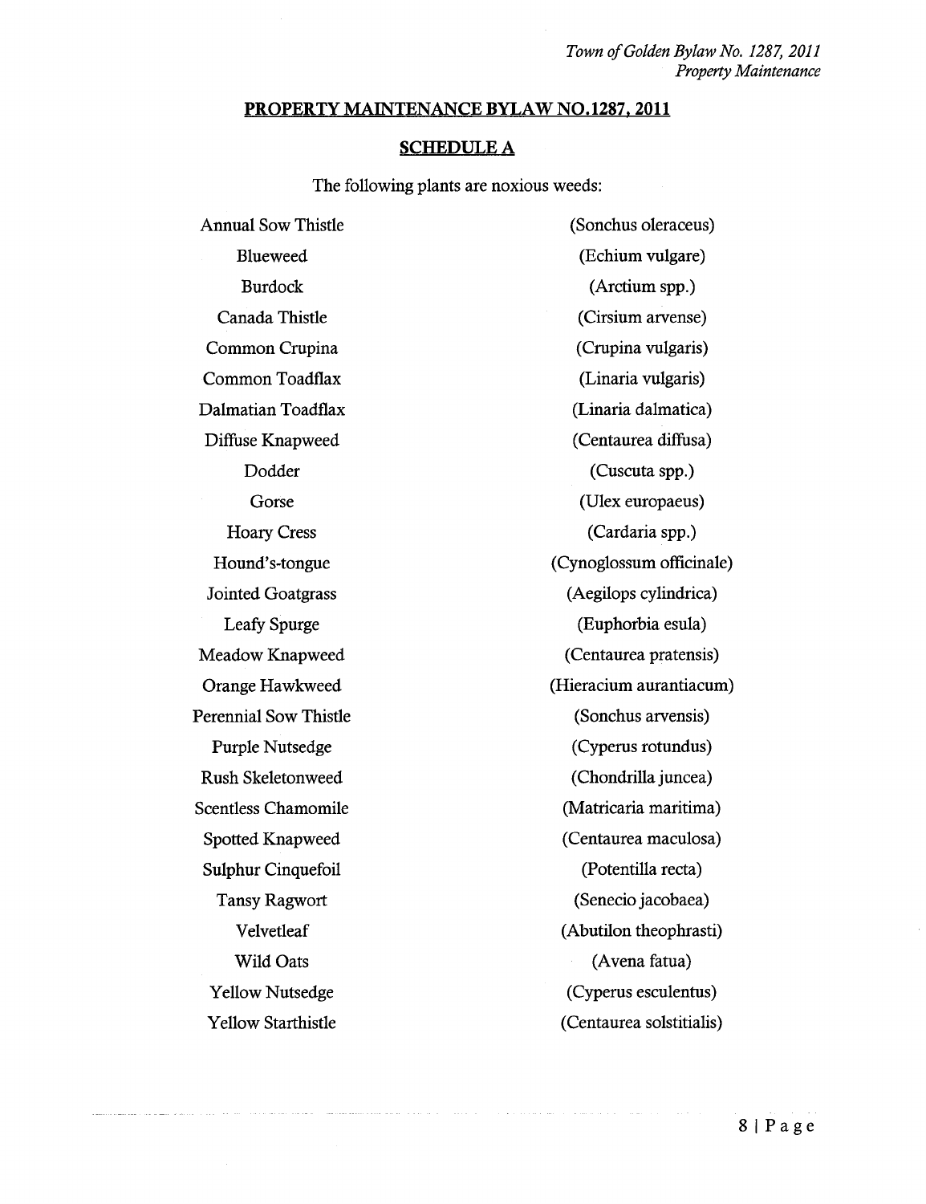## PROPERTY MAINTENANCE BYLAW NO.1287, 2011

### SCHEDULE A

The following plants are noxious weeds:

| | |
|---|---|
| Annual Sow Thistle | (Sonchus oleraceus) |
| Blueweed | (Echium vulgare) |
| Burdock | (Arctium spp.) |
| Canada Thistle | (Cirsium arvense) |
| Common Crupina | (Crupina vulgaris) |
| Common Toadflax | (Linaria vulgaris) |
| Dalmatian Toadflax | (Linaria dalmatica) |
| Diffuse Knapweed | (Centaurea diffusa) |
| Dodder | (Cuscuta spp.) |
| Gorse | (Ulex europaeus) |
| Hoary Cress | (Cardaria spp.) |
| Hound's-tongue | (Cynoglossum officinale) |
| Jointed Goatgrass | (Aegilops cylindrica) |
| Leafy Spurge | (Euphorbia esula) |
| Meadow Knapweed | (Centaurea pratensis) |
| Orange Hawkweed | (Hieracium aurantiacum) |
| Perennial Sow Thistle | (Sonchus arvensis) |
| Purple Nutsedge | (Cyperus rotundus) |
| Rush Skeletonweed | (Chondrilla juncea) |
| Scentless Chamomile | (Matricaria maritima) |
| Spotted Knapweed | (Centaurea maculosa) |
| Sulphur Cinquefoil | (Potentilla recta) |
| Tansy Ragwort | (Senecio jacobaea) |
| Velvetleaf | (Abutilon theophrasti) |
| Wild Oats | (Avena fatua) |
| Yellow Nutsedge | (Cyperus esculentus) |
| Yellow Starthistle | (Centaurea solstitialis) |